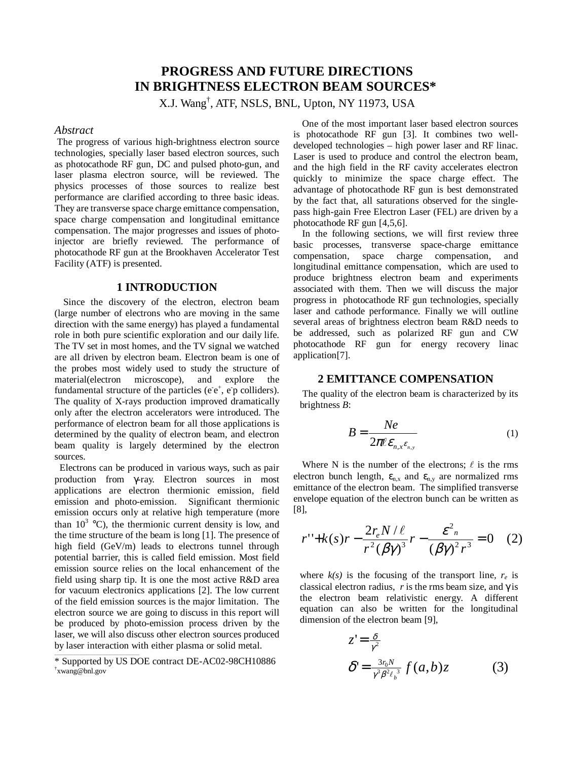# PROGRESS AND FUTURE DIRECTIONS IN BRIGHTNESS ELECTRON BEAM SOURCES*

X.J. Wang†, ATF, NSLS, BNL, Upton, NY 11973, USA

## *Abstract*

The progress of various high-brightness electron source technologies, specially laser based electron sources, such as photocathode RF gun, DC and pulsed photo-gun, and laser plasma electron source, will be reviewed. The physics processes of those sources to realize best performance are clarified according to three basic ideas. They are transverse space charge emittance compensation, space charge compensation and longitudinal emittance compensation. The major progresses and issues of photo-injector are briefly reviewed. The performance of photocathode RF gun at the Brookhaven Accelerator Test Facility (ATF) is presented.

## 1 INTRODUCTION

Since the discovery of the electron, electron beam (large number of electrons who are moving in the same direction with the same energy) has played a fundamental role in both pure scientific exploration and our daily life. The TV set in most homes, and the TV signal we watched are all driven by electron beam. Electron beam is one of the probes most widely used to study the structure of material(electron microscope), and explore the fundamental structure of the particles ($e^-e^+$, $e^-p$ colliders). The quality of X-rays production improved dramatically only after the electron accelerators were introduced. The performance of electron beam for all those applications is determined by the quality of electron beam, and electron beam quality is largely determined by the electron sources.

Electrons can be produced in various ways, such as pair production from γ-ray. Electron sources in most applications are electron thermionic emission, field emission and photo-emission. Significant thermionic emission occurs only at relative high temperature (more than $10^3$ °C), the thermionic current density is low, and the time structure of the beam is long [1]. The presence of high field (GeV/m) leads to electrons tunnel through potential barrier, this is called field emission. Most field emission source relies on the local enhancement of the field using sharp tip. It is one the most active R&D area for vacuum electronics applications [2]. The low current of the field emission sources is the major limitation. The electron source we are going to discuss in this report will be produced by photo-emission process driven by the laser, we will also discuss other electron sources produced by laser interaction with either plasma or solid metal.

One of the most important laser based electron sources is photocathode RF gun [3]. It combines two well-developed technologies – high power laser and RF linac. Laser is used to produce and control the electron beam, and the high field in the RF cavity accelerates electron quickly to minimize the space charge effect. The advantage of photocathode RF gun is best demonstrated by the fact that, all saturations observed for the single-pass high-gain Free Electron Laser (FEL) are driven by a photocathode RF gun [4,5,6].

In the following sections, we will first review three basic processes, transverse space-charge emittance compensation, space charge compensation, and longitudinal emittance compensation, which are used to produce brightness electron beam and experiments associated with them. Then we will discuss the major progress in photocathode RF gun technologies, specially laser and cathode performance. Finally we will outline several areas of brightness electron beam R&D needs to be addressed, such as polarized RF gun and CW photocathode RF gun for energy recovery linac application[7].

## 2 EMITTANCE COMPENSATION

The quality of the electron beam is characterized by its brightness *B*:

$$B = \frac{Ne}{2\pi \ell \, \varepsilon_{n,x} \varepsilon_{n,y}} \tag{1}$$

Where N is the number of the electrons; $\ell$ is the rms electron bunch length, $\varepsilon_{n,x}$ and $\varepsilon_{n,y}$ are normalized rms emittance of the electron beam. The simplified transverse envelope equation of the electron bunch can be written as [8],

$$r'' + k(s)r - \frac{2r_e N/\ell}{r^2(\beta\gamma)^3} r - \frac{\varepsilon^2{}_n}{(\beta\gamma)^2 r^3} = 0 \tag{2}$$

where *k(s)* is the focusing of the transport line, $r_e$ is classical electron radius, *r* is the rms beam size, and γ is the electron beam relativistic energy. A different equation can also be written for the longitudinal dimension of the electron beam [9],

$$z' = \frac{\delta}{\gamma^2}$$
$$\delta' = \frac{3r_0 N}{\gamma^3 \beta^2 \ell_b{}^3} f(a,b) z \tag{3}$$

---

* Supported by US DOE contract DE-AC02-98CH10886

† xwang@bnl.gov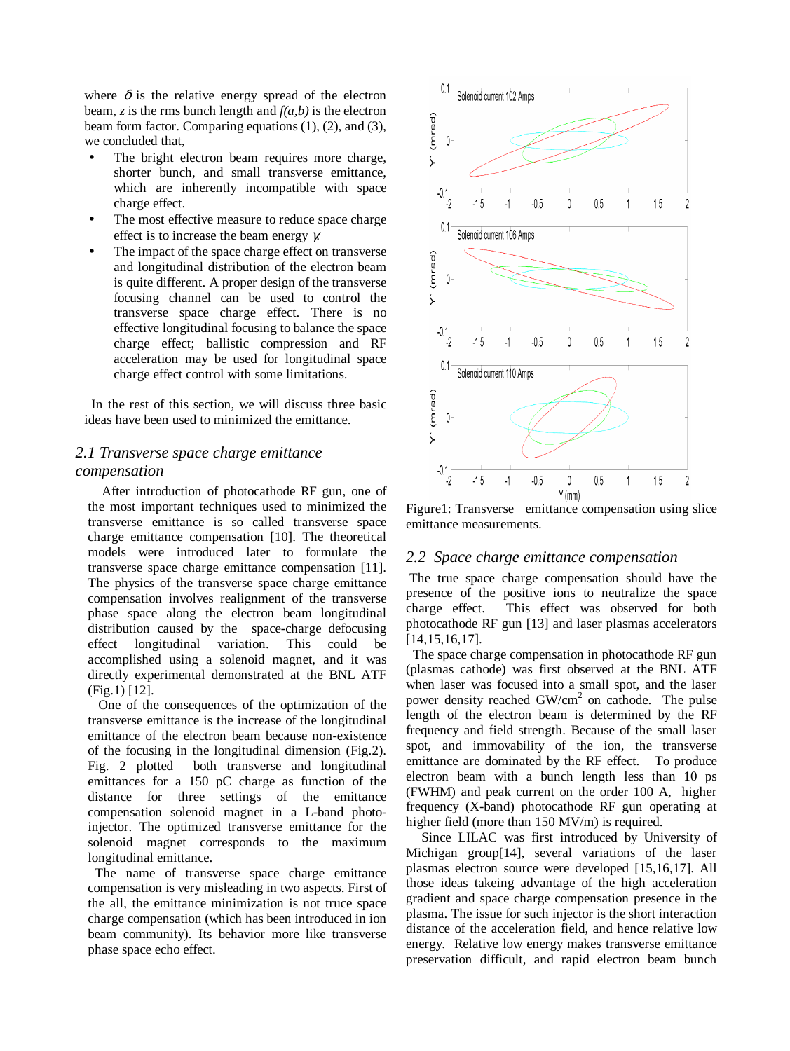where $\delta$ is the relative energy spread of the electron beam, $z$ is the rms bunch length and $f(a,b)$ is the electron beam form factor. Comparing equations (1), (2), and (3), we concluded that,

- The bright electron beam requires more charge, shorter bunch, and small transverse emittance, which are inherently incompatible with space charge effect.
- The most effective measure to reduce space charge effect is to increase the beam energy $\gamma$.
- The impact of the space charge effect on transverse and longitudinal distribution of the electron beam is quite different. A proper design of the transverse focusing channel can be used to control the transverse space charge effect. There is no effective longitudinal focusing to balance the space charge effect; ballistic compression and RF acceleration may be used for longitudinal space charge effect control with some limitations.

In the rest of this section, we will discuss three basic ideas have been used to minimized the emittance.

## *2.1 Transverse space charge emittance compensation*

After introduction of photocathode RF gun, one of the most important techniques used to minimized the transverse emittance is so called transverse space charge emittance compensation [10]. The theoretical models were introduced later to formulate the transverse space charge emittance compensation [11]. The physics of the transverse space charge emittance compensation involves realignment of the transverse phase space along the electron beam longitudinal distribution caused by the space-charge defocusing effect longitudinal variation. This could be accomplished using a solenoid magnet, and it was directly experimental demonstrated at the BNL ATF (Fig.1) [12].

One of the consequences of the optimization of the transverse emittance is the increase of the longitudinal emittance of the electron beam because non-existence of the focusing in the longitudinal dimension (Fig.2). Fig. 2 plotted both transverse and longitudinal emittances for a 150 pC charge as function of the distance for three settings of the emittance compensation solenoid magnet in a L-band photo-injector. The optimized transverse emittance for the solenoid magnet corresponds to the maximum longitudinal emittance.

The name of transverse space charge emittance compensation is very misleading in two aspects. First of the all, the emittance minimization is not truce space charge compensation (which has been introduced in ion beam community). Its behavior more like transverse phase space echo effect.

Figure1: Transverse emittance compensation using slice emittance measurements.

## *2.2 Space charge emittance compensation*

The true space charge compensation should have the presence of the positive ions to neutralize the space charge effect. This effect was observed for both photocathode RF gun [13] and laser plasmas accelerators [14,15,16,17].

The space charge compensation in photocathode RF gun (plasmas cathode) was first observed at the BNL ATF when laser was focused into a small spot, and the laser power density reached GW/cm$^2$ on cathode. The pulse length of the electron beam is determined by the RF frequency and field strength. Because of the small laser spot, and immovability of the ion, the transverse emittance are dominated by the RF effect. To produce electron beam with a bunch length less than 10 ps (FWHM) and peak current on the order 100 A, higher frequency (X-band) photocathode RF gun operating at higher field (more than 150 MV/m) is required.

Since LILAC was first introduced by University of Michigan group[14], several variations of the laser plasmas electron source were developed [15,16,17]. All those ideas takeing advantage of the high acceleration gradient and space charge compensation presence in the plasma. The issue for such injector is the short interaction distance of the acceleration field, and hence relative low energy. Relative low energy makes transverse emittance preservation difficult, and rapid electron beam bunch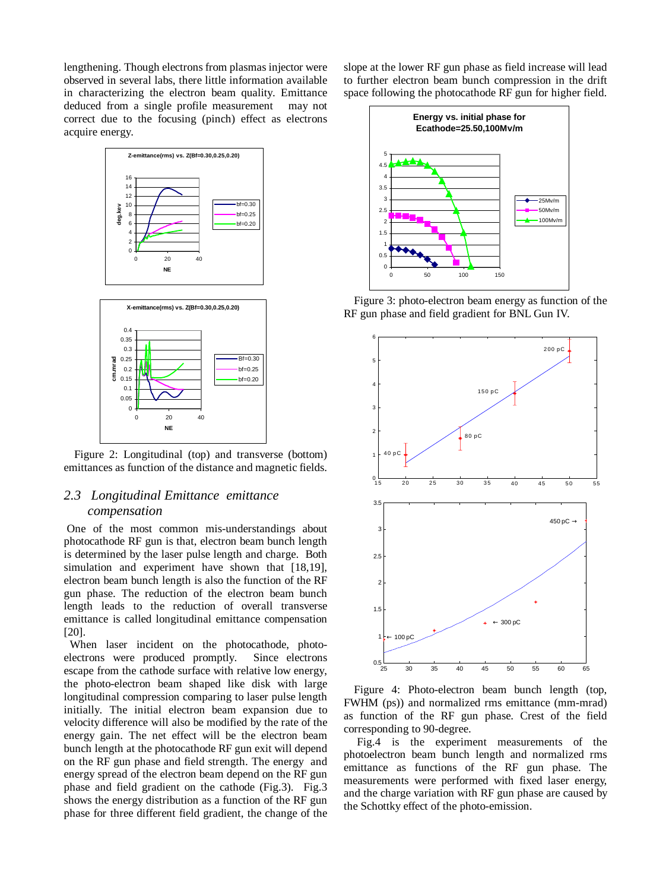lengthening. Though electrons from plasmas injector were observed in several labs, there little information available in characterizing the electron beam quality. Emittance deduced from a single profile measurement may not correct due to the focusing (pinch) effect as electrons acquire energy.

Figure 2: Longitudinal (top) and transverse (bottom) emittances as function of the distance and magnetic fields.

## 2.3 *Longitudinal Emittance emittance compensation*

One of the most common mis-understandings about photocathode RF gun is that, electron beam bunch length is determined by the laser pulse length and charge. Both simulation and experiment have shown that [18,19], electron beam bunch length is also the function of the RF gun phase. The reduction of the electron beam bunch length leads to the reduction of overall transverse emittance is called longitudinal emittance compensation [20].

When laser incident on the photocathode, photo-electrons were produced promptly. Since electrons escape from the cathode surface with relative low energy, the photo-electron beam shaped like disk with large longitudinal compression comparing to laser pulse length initially. The initial electron beam expansion due to velocity difference will also be modified by the rate of the energy gain. The net effect will be the electron beam bunch length at the photocathode RF gun exit will depend on the RF gun phase and field strength. The energy and energy spread of the electron beam depend on the RF gun phase and field gradient on the cathode (Fig.3). Fig.3 shows the energy distribution as a function of the RF gun phase for three different field gradient, the change of the slope at the lower RF gun phase as field increase will lead to further electron beam bunch compression in the drift space following the photocathode RF gun for higher field.

Figure 3: photo-electron beam energy as function of the RF gun phase and field gradient for BNL Gun IV.

Figure 4: Photo-electron beam bunch length (top, FWHM (ps)) and normalized rms emittance (mm-mrad) as function of the RF gun phase. Crest of the field corresponding to 90-degree.

Fig.4 is the experiment measurements of the photoelectron beam bunch length and normalized rms emittance as functions of the RF gun phase. The measurements were performed with fixed laser energy, and the charge variation with RF gun phase are caused by the Schottky effect of the photo-emission.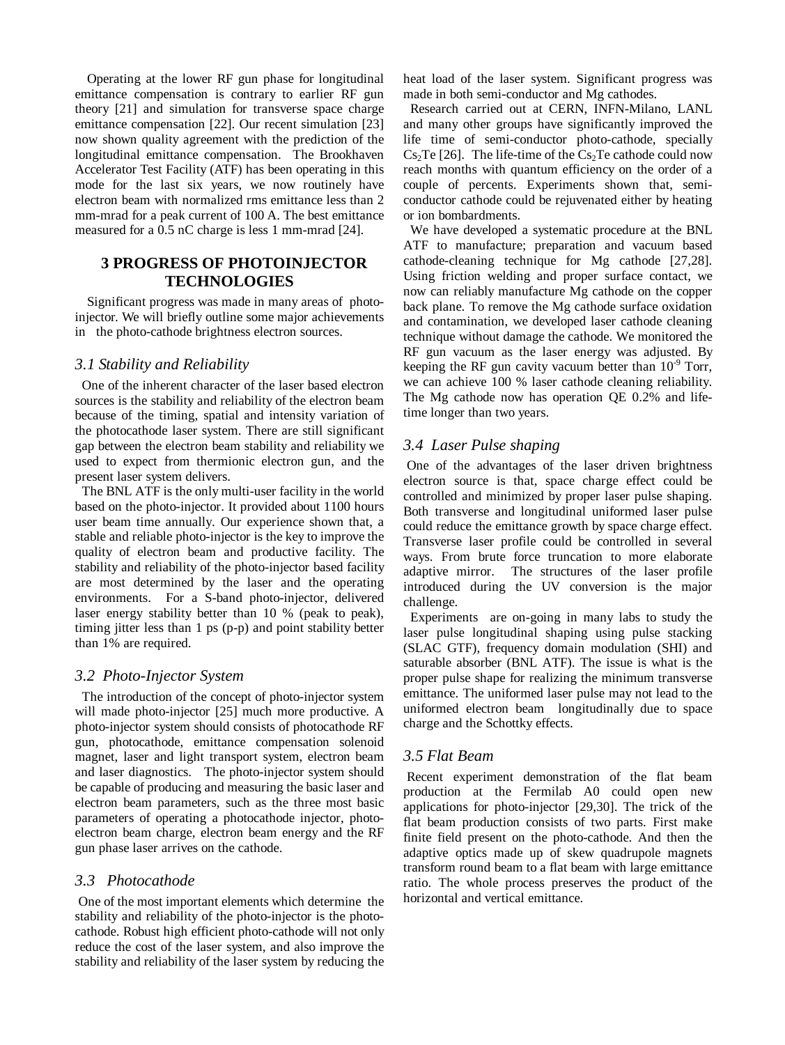Operating at the lower RF gun phase for longitudinal emittance compensation is contrary to earlier RF gun theory [21] and simulation for transverse space charge emittance compensation [22]. Our recent simulation [23] now shown quality agreement with the prediction of the longitudinal emittance compensation. The Brookhaven Accelerator Test Facility (ATF) has been operating in this mode for the last six years, we now routinely have electron beam with normalized rms emittance less than 2 mm-mrad for a peak current of 100 A. The best emittance measured for a 0.5 nC charge is less 1 mm-mrad [24].

## 3 PROGRESS OF PHOTOINJECTOR TECHNOLOGIES

Significant progress was made in many areas of photo-injector. We will briefly outline some major achievements in the photo-cathode brightness electron sources.

### *3.1 Stability and Reliability*

One of the inherent character of the laser based electron sources is the stability and reliability of the electron beam because of the timing, spatial and intensity variation of the photocathode laser system. There are still significant gap between the electron beam stability and reliability we used to expect from thermionic electron gun, and the present laser system delivers.

The BNL ATF is the only multi-user facility in the world based on the photo-injector. It provided about 1100 hours user beam time annually. Our experience shown that, a stable and reliable photo-injector is the key to improve the quality of electron beam and productive facility. The stability and reliability of the photo-injector based facility are most determined by the laser and the operating environments. For a S-band photo-injector, delivered laser energy stability better than 10 % (peak to peak), timing jitter less than 1 ps (p-p) and point stability better than 1% are required.

### *3.2 Photo-Injector System*

The introduction of the concept of photo-injector system will made photo-injector [25] much more productive. A photo-injector system should consists of photocathode RF gun, photocathode, emittance compensation solenoid magnet, laser and light transport system, electron beam and laser diagnostics. The photo-injector system should be capable of producing and measuring the basic laser and electron beam parameters, such as the three most basic parameters of operating a photocathode injector, photo-electron beam charge, electron beam energy and the RF gun phase laser arrives on the cathode.

### *3.3 Photocathode*

One of the most important elements which determine the stability and reliability of the photo-injector is the photo-cathode. Robust high efficient photo-cathode will not only reduce the cost of the laser system, and also improve the stability and reliability of the laser system by reducing the heat load of the laser system. Significant progress was made in both semi-conductor and Mg cathodes.

Research carried out at CERN, INFN-Milano, LANL and many other groups have significantly improved the life time of semi-conductor photo-cathode, specially $Cs_2Te$ [26]. The life-time of the $Cs_2Te$ cathode could now reach months with quantum efficiency on the order of a couple of percents. Experiments shown that, semi-conductor cathode could be rejuvenated either by heating or ion bombardments.

We have developed a systematic procedure at the BNL ATF to manufacture; preparation and vacuum based cathode-cleaning technique for Mg cathode [27,28]. Using friction welding and proper surface contact, we now can reliably manufacture Mg cathode on the copper back plane. To remove the Mg cathode surface oxidation and contamination, we developed laser cathode cleaning technique without damage the cathode. We monitored the RF gun vacuum as the laser energy was adjusted. By keeping the RF gun cavity vacuum better than $10^{-9}$ Torr, we can achieve 100 % laser cathode cleaning reliability. The Mg cathode now has operation QE 0.2% and life-time longer than two years.

### *3.4 Laser Pulse shaping*

One of the advantages of the laser driven brightness electron source is that, space charge effect could be controlled and minimized by proper laser pulse shaping. Both transverse and longitudinal uniformed laser pulse could reduce the emittance growth by space charge effect. Transverse laser profile could be controlled in several ways. From brute force truncation to more elaborate adaptive mirror. The structures of the laser profile introduced during the UV conversion is the major challenge.

Experiments are on-going in many labs to study the laser pulse longitudinal shaping using pulse stacking (SLAC GTF), frequency domain modulation (SHI) and saturable absorber (BNL ATF). The issue is what is the proper pulse shape for realizing the minimum transverse emittance. The uniformed laser pulse may not lead to the uniformed electron beam longitudinally due to space charge and the Schottky effects.

### *3.5 Flat Beam*

Recent experiment demonstration of the flat beam production at the Fermilab A0 could open new applications for photo-injector [29,30]. The trick of the flat beam production consists of two parts. First make finite field present on the photo-cathode. And then the adaptive optics made up of skew quadrupole magnets transform round beam to a flat beam with large emittance ratio. The whole process preserves the product of the horizontal and vertical emittance.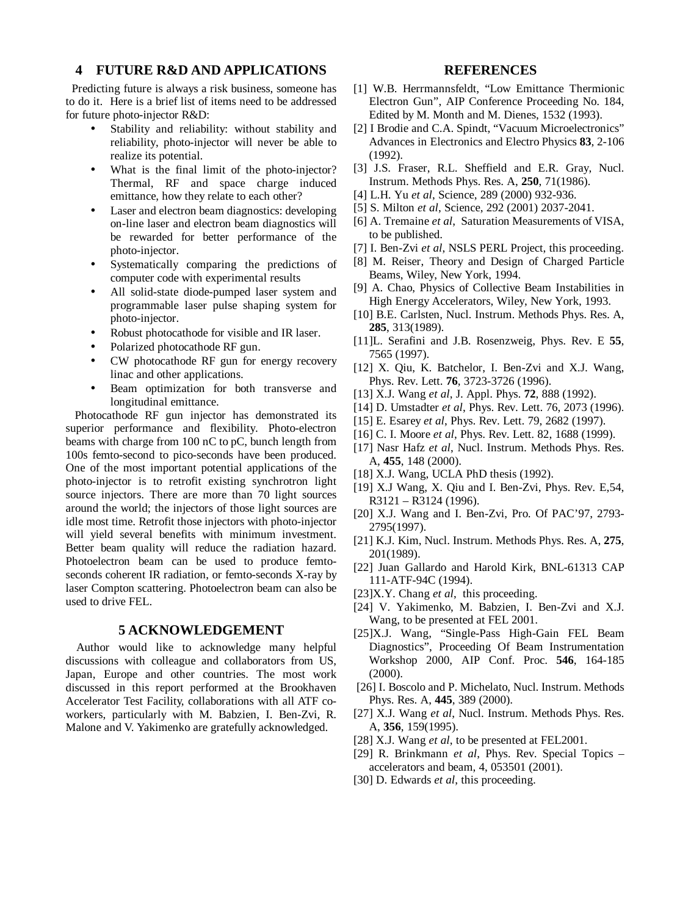## 4 FUTURE R&D AND APPLICATIONS

Predicting future is always a risk business, someone has to do it. Here is a brief list of items need to be addressed for future photo-injector R&D:

- Stability and reliability: without stability and reliability, photo-injector will never be able to realize its potential.
- What is the final limit of the photo-injector? Thermal, RF and space charge induced emittance, how they relate to each other?
- Laser and electron beam diagnostics: developing on-line laser and electron beam diagnostics will be rewarded for better performance of the photo-injector.
- Systematically comparing the predictions of computer code with experimental results
- All solid-state diode-pumped laser system and programmable laser pulse shaping system for photo-injector.
- Robust photocathode for visible and IR laser.
- Polarized photocathode RF gun.
- CW photocathode RF gun for energy recovery linac and other applications.
- Beam optimization for both transverse and longitudinal emittance.

Photocathode RF gun injector has demonstrated its superior performance and flexibility. Photo-electron beams with charge from 100 nC to pC, bunch length from 100s femto-second to pico-seconds have been produced. One of the most important potential applications of the photo-injector is to retrofit existing synchrotron light source injectors. There are more than 70 light sources around the world; the injectors of those light sources are idle most time. Retrofit those injectors with photo-injector will yield several benefits with minimum investment. Better beam quality will reduce the radiation hazard. Photoelectron beam can be used to produce femto-seconds coherent IR radiation, or femto-seconds X-ray by laser Compton scattering. Photoelectron beam can also be used to drive FEL.

## 5 ACKNOWLEDGEMENT

Author would like to acknowledge many helpful discussions with colleague and collaborators from US, Japan, Europe and other countries. The most work discussed in this report performed at the Brookhaven Accelerator Test Facility, collaborations with all ATF co-workers, particularly with M. Babzien, I. Ben-Zvi, R. Malone and V. Yakimenko are gratefully acknowledged.

## REFERENCES

[1] W.B. Herrmannsfeldt, "Low Emittance Thermionic Electron Gun", AIP Conference Proceeding No. 184, Edited by M. Month and M. Dienes, 1532 (1993).

[2] I Brodie and C.A. Spindt, "Vacuum Microelectronics" Advances in Electronics and Electro Physics **83**, 2-106 (1992).

[3] J.S. Fraser, R.L. Sheffield and E.R. Gray, Nucl. Instrum. Methods Phys. Res. A, **250**, 71(1986).

[4] L.H. Yu *et al*, Science, 289 (2000) 932-936.

[5] S. Milton *et al*, Science, 292 (2001) 2037-2041.

[6] A. Tremaine *et al*, Saturation Measurements of VISA, to be published.

[7] I. Ben-Zvi *et al*, NSLS PERL Project, this proceeding.

[8] M. Reiser, Theory and Design of Charged Particle Beams, Wiley, New York, 1994.

[9] A. Chao, Physics of Collective Beam Instabilities in High Energy Accelerators, Wiley, New York, 1993.

[10] B.E. Carlsten, Nucl. Instrum. Methods Phys. Res. A, **285**, 313(1989).

[11]L. Serafini and J.B. Rosenzweig, Phys. Rev. E **55**, 7565 (1997).

[12] X. Qiu, K. Batchelor, I. Ben-Zvi and X.J. Wang, Phys. Rev. Lett. **76**, 3723-3726 (1996).

[13] X.J. Wang *et al*, J. Appl. Phys. **72**, 888 (1992).

[14] D. Umstadter *et al*, Phys. Rev. Lett. 76, 2073 (1996).

[15] E. Esarey *et al*, Phys. Rev. Lett. 79, 2682 (1997).

[16] C. I. Moore *et al*, Phys. Rev. Lett. 82, 1688 (1999).

[17] Nasr Hafz *et al*, Nucl. Instrum. Methods Phys. Res. A, **455**, 148 (2000).

[18] X.J. Wang, UCLA PhD thesis (1992).

[19] X.J Wang, X. Qiu and I. Ben-Zvi, Phys. Rev. E,54, R3121 – R3124 (1996).

[20] X.J. Wang and I. Ben-Zvi, Pro. Of PAC'97, 2793-2795(1997).

[21] K.J. Kim, Nucl. Instrum. Methods Phys. Res. A, **275**, 201(1989).

[22] Juan Gallardo and Harold Kirk, BNL-61313 CAP 111-ATF-94C (1994).

[23]X.Y. Chang *et al*, this proceeding.

[24] V. Yakimenko, M. Babzien, I. Ben-Zvi and X.J. Wang, to be presented at FEL 2001.

[25]X.J. Wang, "Single-Pass High-Gain FEL Beam Diagnostics", Proceeding Of Beam Instrumentation Workshop 2000, AIP Conf. Proc. **546**, 164-185 (2000).

[26] I. Boscolo and P. Michelato, Nucl. Instrum. Methods Phys. Res. A, **445**, 389 (2000).

[27] X.J. Wang *et al*, Nucl. Instrum. Methods Phys. Res. A, **356**, 159(1995).

[28] X.J. Wang *et al*, to be presented at FEL2001.

[29] R. Brinkmann *et al*, Phys. Rev. Special Topics – accelerators and beam, 4, 053501 (2001).

[30] D. Edwards *et al*, this proceeding.